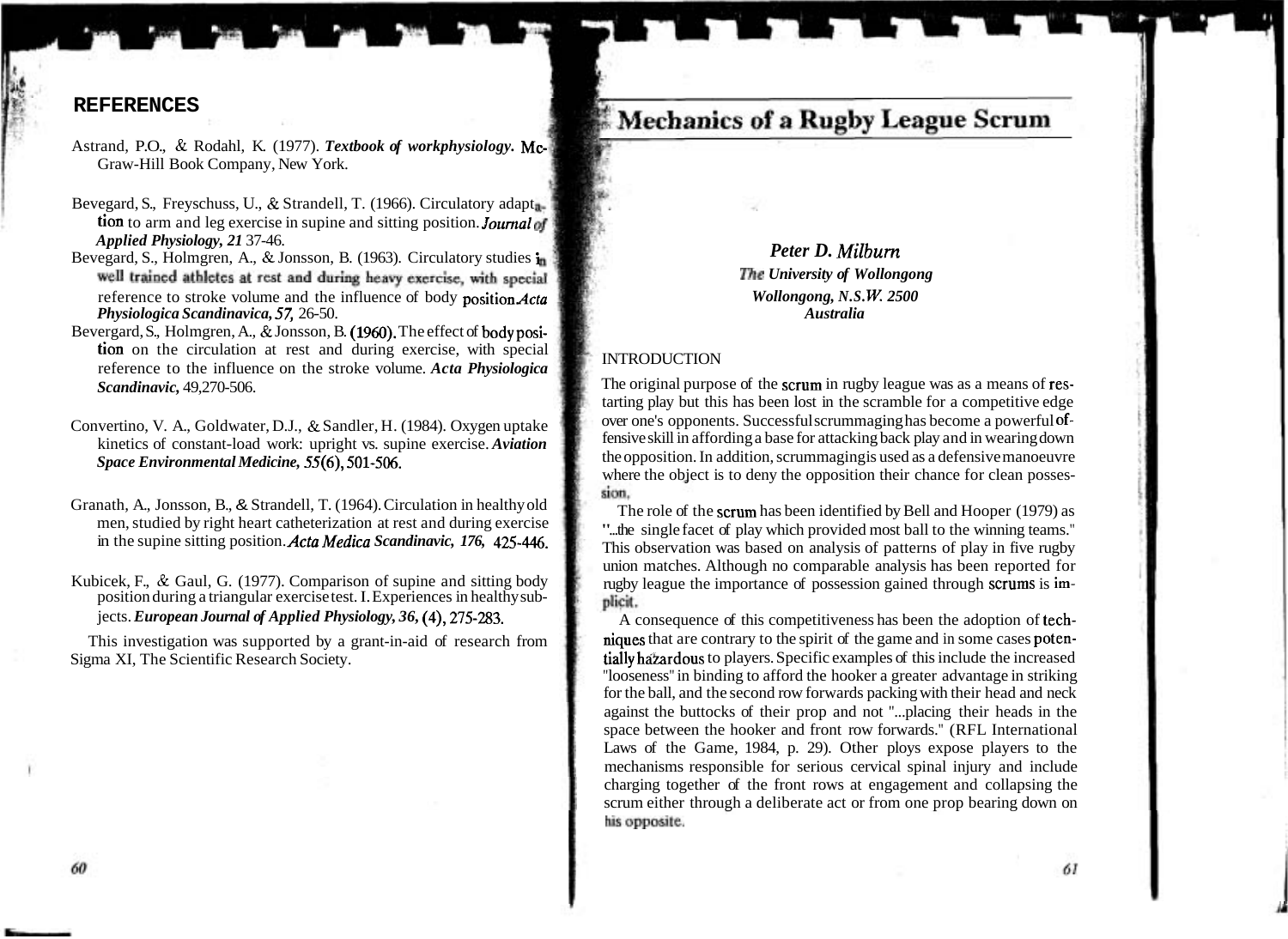## REFERENCES

Astrand, P.O., & Rodahl, K. (1977). *Textbook of workphysiology.* Mc-Graw-Hill Book Company, New York.

Bevegard, S., Freyschuss, U., & Strandell, T. (1966). Circulatory adaptation to arm and leg exercise in supine and sitting position. *Journal of Applied Physiology, 21* 37-46.

Bevegard, S., Holmgren, A., & Jonsson, B. (1963). Circulatory studies in well trained athletes at rest and during heavy exercise, with special reference to stroke volume and the influence of body position. *Acta Physiologica Scandinavica, 57,* 26-50.

Bevergard, S., Holmgren, A., & Jonsson, B. (1960). The effect of body position on the circulation at rest and during exercise, with special reference to the influence on the stroke volume. *Acta Physiologica Scandinavic,* 49,270-506.

Convertino, V. A., Goldwater, D.J., & Sandler, H. (1984). Oxygen uptake kinetics of constant-load work: upright vs. supine exercise. *Aviation Space Environmental Medicine, 55*(6), 501-506.

Granath, A., Jonsson, B., & Strandell, T. (1964). Circulation in healthy old men, studied by right heart catheterization at rest and during exercise in the supine sitting position. *Acta Medica Scandinavic, 176,* 425-446.

Kubicek, F., & Gaul, G. (1977). Comparison of supine and sitting body position during a triangular exercise test. I. Experiences in healthy subjects. *European Journal of Applied Physiology, 36,* (4), 275-283.

This investigation was supported by a grant-in-aid of research from Sigma XI, The Scientific Research Society.

# Mechanics of a Rugby League Scrum

***Peter D. Milburn***

***The University of Wollongong***

***Wollongong, N.S.W. 2500***

***Australia***

## INTRODUCTION

The original purpose of the scrum in rugby league was as a means of restarting play but this has been lost in the scramble for a competitive edge over one's opponents. Successful scrummaging has become a powerful offensive skill in affording a base for attacking back play and in wearing down the opposition. In addition, scrummaging is used as a defensive manoeuvre where the object is to deny the opposition their chance for clean possession.

The role of the scrum has been identified by Bell and Hooper (1979) as "...the single facet of play which provided most ball to the winning teams." This observation was based on analysis of patterns of play in five rugby union matches. Although no comparable analysis has been reported for rugby league the importance of possession gained through scrums is implicit.

A consequence of this competitiveness has been the adoption of techniques that are contrary to the spirit of the game and in some cases potentially hazardous to players. Specific examples of this include the increased "looseness" in binding to afford the hooker a greater advantage in striking for the ball, and the second row forwards packing with their head and neck against the buttocks of their prop and not "...placing their heads in the space between the hooker and front row forwards." (RFL International Laws of the Game, 1984, p. 29). Other ploys expose players to the mechanisms responsible for serious cervical spinal injury and include charging together of the front rows at engagement and collapsing the scrum either through a deliberate act or from one prop bearing down on his opposite.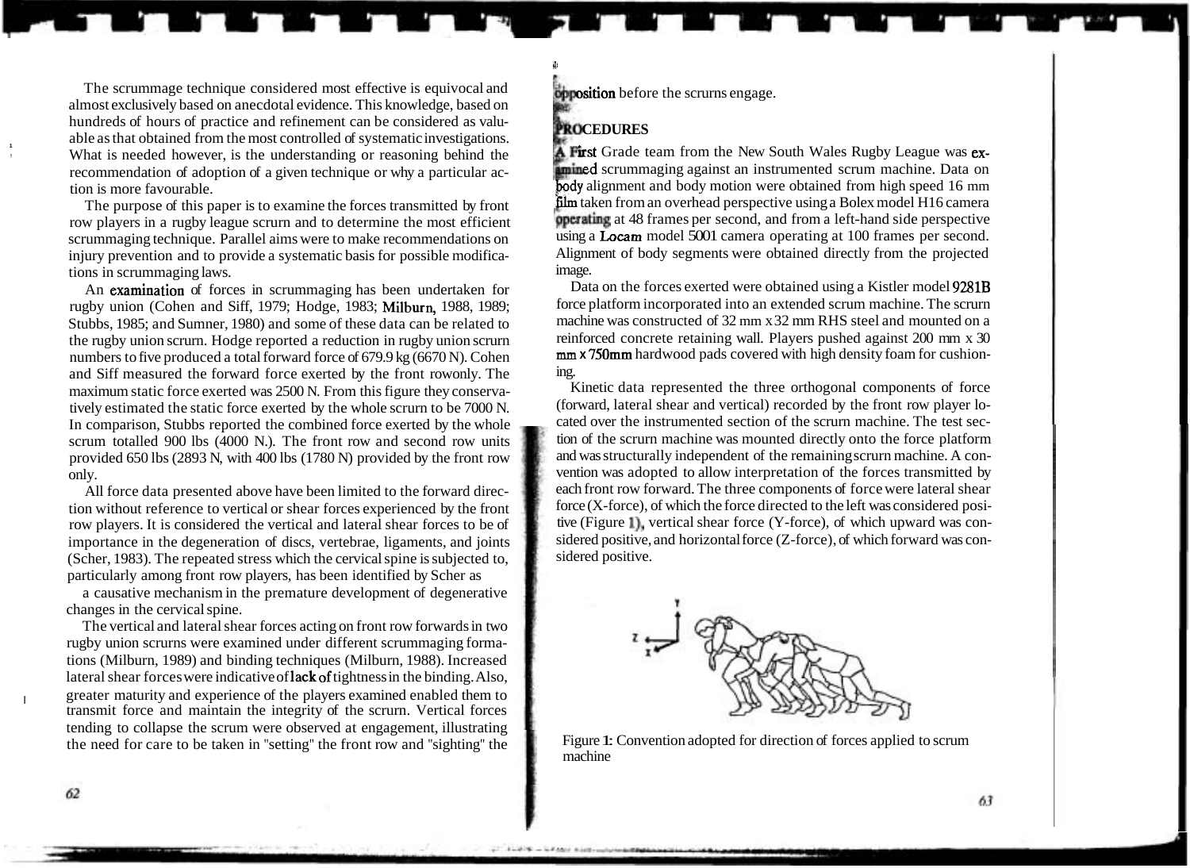The scrummage technique considered most effective is equivocal and almost exclusively based on anecdotal evidence. This knowledge, based on hundreds of hours of practice and refinement can be considered as valuable as that obtained from the most controlled of systematic investigations. What is needed however, is the understanding or reasoning behind the recommendation of adoption of a given technique or why a particular action is more favourable.

The purpose of this paper is to examine the forces transmitted by front row players in a rugby league scrurn and to determine the most efficient scrummaging technique. Parallel aims were to make recommendations on injury prevention and to provide a systematic basis for possible modifications in scrummaging laws.

An examination of forces in scrummaging has been undertaken for rugby union (Cohen and Siff, 1979; Hodge, 1983; Milburn, 1988, 1989; Stubbs, 1985; and Sumner, 1980) and some of these data can be related to the rugby union scrurn. Hodge reported a reduction in rugby union scrurn numbers to five produced a total forward force of 679.9 kg (6670 N). Cohen and Siff measured the forward force exerted by the front rowonly. The maximum static force exerted was 2500 N. From this figure they conservatively estimated the static force exerted by the whole scrurn to be 7000 N. In comparison, Stubbs reported the combined force exerted by the whole scrum totalled 900 lbs (4000 N.). The front row and second row units provided 650 lbs (2893 N, with 400 lbs (1780 N) provided by the front row only.

All force data presented above have been limited to the forward direction without reference to vertical or shear forces experienced by the front row players. It is considered the vertical and lateral shear forces to be of importance in the degeneration of discs, vertebrae, ligaments, and joints (Scher, 1983). The repeated stress which the cervical spine is subjected to, particularly among front row players, has been identified by Scher as a causative mechanism in the premature development of degenerative changes in the cervical spine.

The vertical and lateral shear forces acting on front row forwards in two rugby union scrurns were examined under different scrummaging formations (Milburn, 1989) and binding techniques (Milburn, 1988). Increased lateral shear forces were indicative of lack of tightness in the binding. Also, greater maturity and experience of the players examined enabled them to transmit force and maintain the integrity of the scrurn. Vertical forces tending to collapse the scrum were observed at engagement, illustrating the need for care to be taken in "setting" the front row and "sighting" the opposition before the scrurns engage.

## PROCEDURES

A First Grade team from the New South Wales Rugby League was examined scrummaging against an instrumented scrum machine. Data on body alignment and body motion were obtained from high speed 16 mm film taken from an overhead perspective using a Bolex model H16 camera operating at 48 frames per second, and from a left-hand side perspective using a Locam model 5001 camera operating at 100 frames per second. Alignment of body segments were obtained directly from the projected image.

Data on the forces exerted were obtained using a Kistler model 9281B force platform incorporated into an extended scrum machine. The scrurn machine was constructed of 32 mm x 32 mm RHS steel and mounted on a reinforced concrete retaining wall. Players pushed against 200 mm x 30 mm x 750mm hardwood pads covered with high density foam for cushioning.

Kinetic data represented the three orthogonal components of force (forward, lateral shear and vertical) recorded by the front row player located over the instrumented section of the scrurn machine. The test section of the scrurn machine was mounted directly onto the force platform and was structurally independent of the remaining scrurn machine. A convention was adopted to allow interpretation of the forces transmitted by each front row forward. The three components of force were lateral shear force (X-force), of which the force directed to the left was considered positive (Figure 1), vertical shear force (Y-force), of which upward was considered positive, and horizontal force (Z-force), of which forward was considered positive.

Figure 1: Convention adopted for direction of forces applied to scrum machine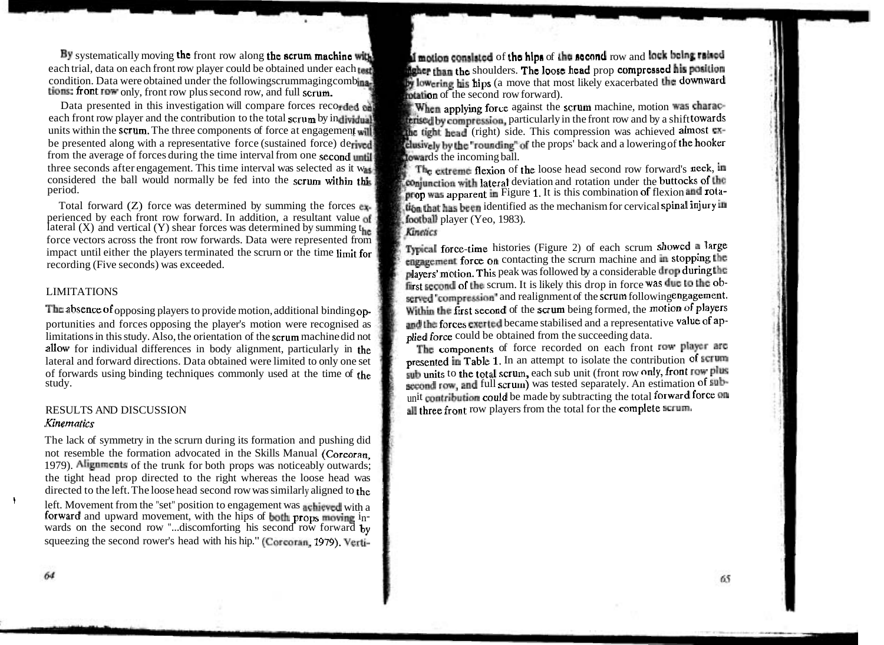By systematically moving the front row along the scrum machine with each trial, data on each front row player could be obtained under each test condition. Data were obtained under the following scrummaging combinations: front row only, front row plus second row, and full scrum.

Data presented in this investigation will compare forces recorded on each front row player and the contribution to the total scrum by individual units within the scrum. The three components of force at engagement will be presented along with a representative force (sustained force) derived from the average of forces during the time interval from one second until three seconds after engagement. This time interval was selected as it was considered the ball would normally be fed into the scrum within this period.

Total forward (Z) force was determined by summing the forces experienced by each front row forward. In addition, a resultant value of lateral (X) and vertical (Y) shear forces was determined by summing the force vectors across the front row forwards. Data were represented from impact until either the players terminated the scrum or the time limit for recording (Five seconds) was exceeded.

## LIMITATIONS

The absence of opposing players to provide motion, additional binding opportunities and forces opposing the player's motion were recognised as limitations in this study. Also, the orientation of the scrum machine did not allow for individual differences in body alignment, particularly in the lateral and forward directions. Data obtained were limited to only one set of forwards using binding techniques commonly used at the time of the study.

## RESULTS AND DISCUSSION

### *Kinematics*

The lack of symmetry in the scrum during its formation and pushing did not resemble the formation advocated in the Skills Manual (Corcoran, 1979). Alignments of the trunk for both props was noticeably outwards; the tight head prop directed to the right whereas the loose head was directed to the left. The loose head second row was similarly aligned to the left. Movement from the "set" position to engagement was achieved with a forward and upward movement, with the hips of both props moving inwards on the second row "...discomforting his second row forward by squeezing the second rower's head with his hip." (Corcoran, 1979). Vertical motion consisted of the hips of the second row and lock being raised higher than the shoulders. The loose head prop compressed his position by lowering his hips (a move that most likely exacerbated the downward rotation of the second row forward).

When applying force against the scrum machine, motion was characterised by compression, particularly in the front row and by a shift towards the tight head (right) side. This compression was achieved almost exclusively by the "rounding" of the props' back and a lowering of the hooker towards the incoming ball.

The extreme flexion of the loose head second row forward's neck, in conjunction with lateral deviation and rotation under the buttocks of the prop was apparent in Figure 1. It is this combination of flexion and rotation that has been identified as the mechanism for cervical spinal injury in football player (Yeo, 1983).

### *Kinetics*

Typical force-time histories (Figure 2) of each scrum showed a large engagement force on contacting the scrum machine and in stopping the players' motion. This peak was followed by a considerable drop during the first second of the scrum. It is likely this drop in force was due to the observed "compression" and realignment of the scrum following engagement. Within the first second of the scrum being formed, the motion of players and the forces exerted became stabilised and a representative value of applied force could be obtained from the succeeding data.

The components of force recorded on each front row player are presented in Table 1. In an attempt to isolate the contribution of scrum sub units to the total scrum, each sub unit (front row only, front row plus second row, and full scrum) was tested separately. An estimation of subunit contribution could be made by subtracting the total forward force on all three front row players from the total for the complete scrum.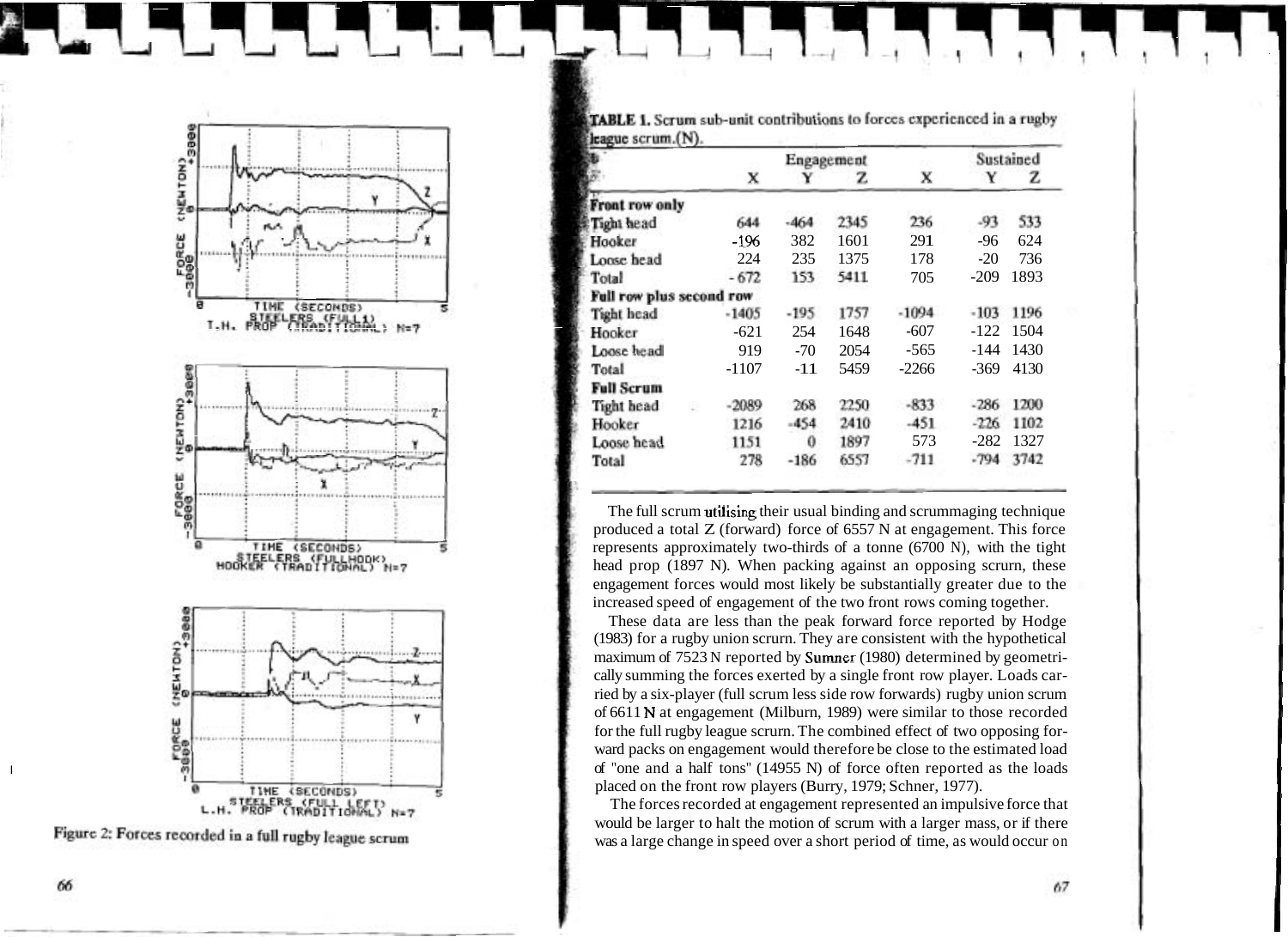**TABLE 1.** Scrum sub-unit contributions to forces experienced in a rugby league scrum.(N).

| | Engagement | | | Sustained | | |
|---|---|---|---|---|---|---|
| | X | Y | Z | X | Y | Z |
| **Front row only** | | | | | | |
| Tight head | 644 | -464 | 2345 | 236 | -93 | 533 |
| Hooker | -196 | 382 | 1601 | 291 | -96 | 624 |
| Loose head | 224 | 235 | 1375 | 178 | -20 | 736 |
| Total | - 672 | 153 | 5411 | 705 | -209 | 1893 |
| **Full row plus second row** | | | | | | |
| Tight head | -1405 | -195 | 1757 | -1094 | -103 | 1196 |
| Hooker | -621 | 254 | 1648 | -607 | -122 | 1504 |
| Loose head | 919 | -70 | 2054 | -565 | -144 | 1430 |
| Total | -1107 | -11 | 5459 | -2266 | -369 | 4130 |
| **Full Scrum** | | | | | | |
| Tight head | -2089 | 268 | 2250 | -833 | -286 | 1200 |
| Hooker | 1216 | -454 | 2410 | -451 | -226 | 1102 |
| Loose head | 1151 | 0 | 1897 | 573 | -282 | 1327 |
| Total | 278 | -186 | 6557 | -711 | -794 | 3742 |

Figure 2: Forces recorded in a full rugby league scrum

The full scrum utilising their usual binding and scrummaging technique produced a total Z (forward) force of 6557 N at engagement. This force represents approximately two-thirds of a tonne (6700 N), with the tight head prop (1897 N). When packing against an opposing scrum, these engagement forces would most likely be substantially greater due to the increased speed of engagement of the two front rows coming together.

These data are less than the peak forward force reported by Hodge (1983) for a rugby union scrum. They are consistent with the hypothetical maximum of 7523 N reported by Sumner (1980) determined by geometrically summing the forces exerted by a single front row player. Loads carried by a six-player (full scrum less side row forwards) rugby union scrum of 6611 N at engagement (Milburn, 1989) were similar to those recorded for the full rugby league scrum. The combined effect of two opposing forward packs on engagement would therefore be close to the estimated load of "one and a half tons" (14955 N) of force often reported as the loads placed on the front row players (Burry, 1979; Schner, 1977).

The forces recorded at engagement represented an impulsive force that would be larger to halt the motion of scrum with a larger mass, or if there was a large change in speed over a short period of time, as would occur on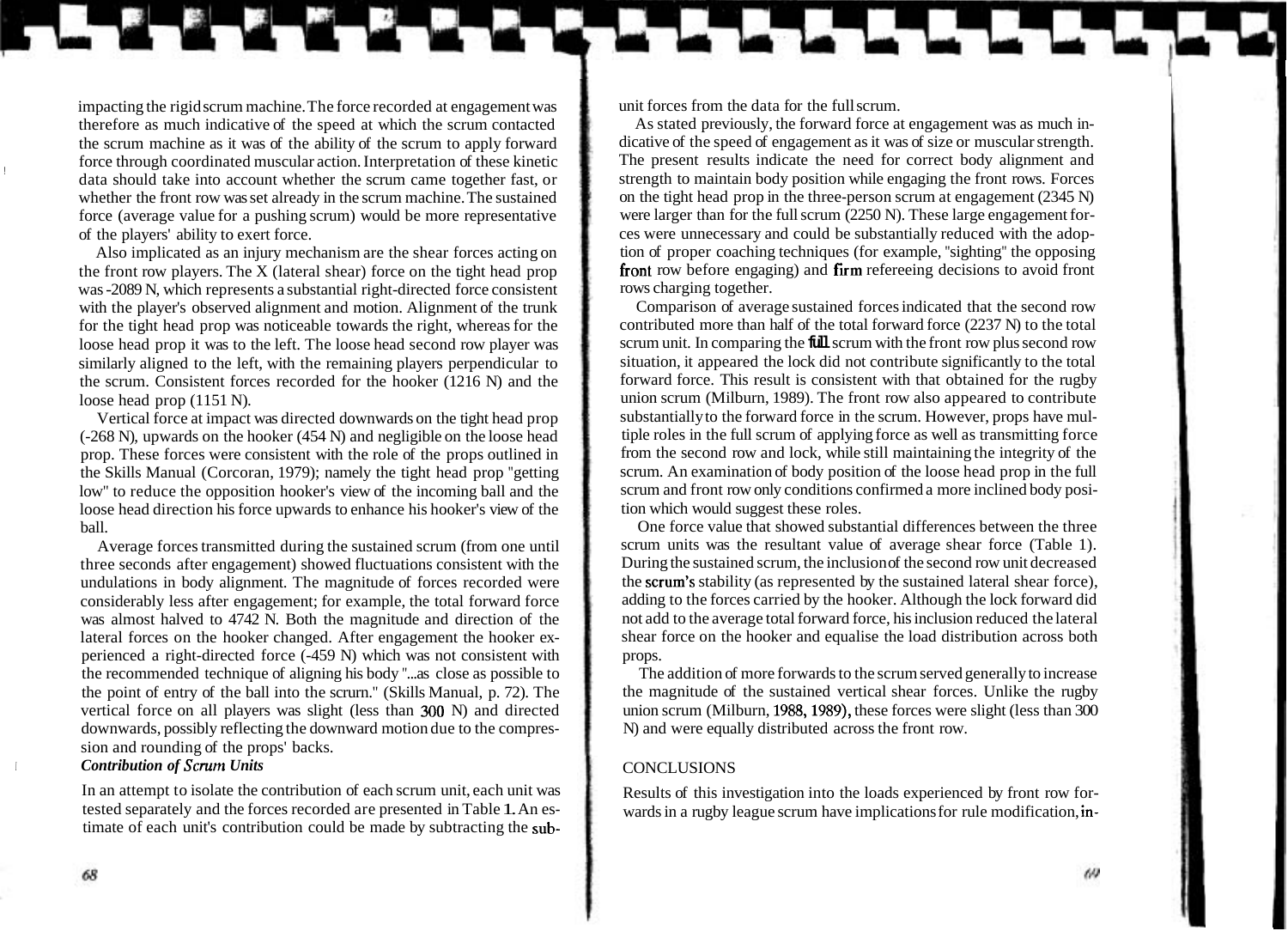impacting the rigid scrum machine. The force recorded at engagement was therefore as much indicative of the speed at which the scrum contacted the scrum machine as it was of the ability of the scrum to apply forward force through coordinated muscular action. Interpretation of these kinetic data should take into account whether the scrum came together fast, or whether the front row was set already in the scrum machine. The sustained force (average value for a pushing scrum) would be more representative of the players' ability to exert force.

Also implicated as an injury mechanism are the shear forces acting on the front row players. The X (lateral shear) force on the tight head prop was -2089 N, which represents a substantial right-directed force consistent with the player's observed alignment and motion. Alignment of the trunk for the tight head prop was noticeable towards the right, whereas for the loose head prop it was to the left. The loose head second row player was similarly aligned to the left, with the remaining players perpendicular to the scrum. Consistent forces recorded for the hooker (1216 N) and the loose head prop (1151 N).

Vertical force at impact was directed downwards on the tight head prop (-268 N), upwards on the hooker (454 N) and negligible on the loose head prop. These forces were consistent with the role of the props outlined in the Skills Manual (Corcoran, 1979); namely the tight head prop "getting low" to reduce the opposition hooker's view of the incoming ball and the loose head direction his force upwards to enhance his hooker's view of the ball.

Average forces transmitted during the sustained scrum (from one until three seconds after engagement) showed fluctuations consistent with the undulations in body alignment. The magnitude of forces recorded were considerably less after engagement; for example, the total forward force was almost halved to 4742 N. Both the magnitude and direction of the lateral forces on the hooker changed. After engagement the hooker experienced a right-directed force (-459 N) which was not consistent with the recommended technique of aligning his body "...as close as possible to the point of entry of the ball into the scrum." (Skills Manual, p. 72). The vertical force on all players was slight (less than 300 N) and directed downwards, possibly reflecting the downward motion due to the compression and rounding of the props' backs.

***Contribution of Scrum Units***

In an attempt to isolate the contribution of each scrum unit, each unit was tested separately and the forces recorded are presented in Table 1. An estimate of each unit's contribution could be made by subtracting the sub-unit forces from the data for the full scrum.

As stated previously, the forward force at engagement was as much indicative of the speed of engagement as it was of size or muscular strength. The present results indicate the need for correct body alignment and strength to maintain body position while engaging the front rows. Forces on the tight head prop in the three-person scrum at engagement (2345 N) were larger than for the full scrum (2250 N). These large engagement forces were unnecessary and could be substantially reduced with the adoption of proper coaching techniques (for example, "sighting" the opposing front row before engaging) and firm refereeing decisions to avoid front rows charging together.

Comparison of average sustained forces indicated that the second row contributed more than half of the total forward force (2237 N) to the total scrum unit. In comparing the full scrum with the front row plus second row situation, it appeared the lock did not contribute significantly to the total forward force. This result is consistent with that obtained for the rugby union scrum (Milburn, 1989). The front row also appeared to contribute substantially to the forward force in the scrum. However, props have multiple roles in the full scrum of applying force as well as transmitting force from the second row and lock, while still maintaining the integrity of the scrum. An examination of body position of the loose head prop in the full scrum and front row only conditions confirmed a more inclined body position which would suggest these roles.

One force value that showed substantial differences between the three scrum units was the resultant value of average shear force (Table 1). During the sustained scrum, the inclusion of the second row unit decreased the scrum's stability (as represented by the sustained lateral shear force), adding to the forces carried by the hooker. Although the lock forward did not add to the average total forward force, his inclusion reduced the lateral shear force on the hooker and equalise the load distribution across both props.

The addition of more forwards to the scrum served generally to increase the magnitude of the sustained vertical shear forces. Unlike the rugby union scrum (Milburn, 1988, 1989), these forces were slight (less than 300 N) and were equally distributed across the front row.

## CONCLUSIONS

Results of this investigation into the loads experienced by front row forwards in a rugby league scrum have implications for rule modification, in-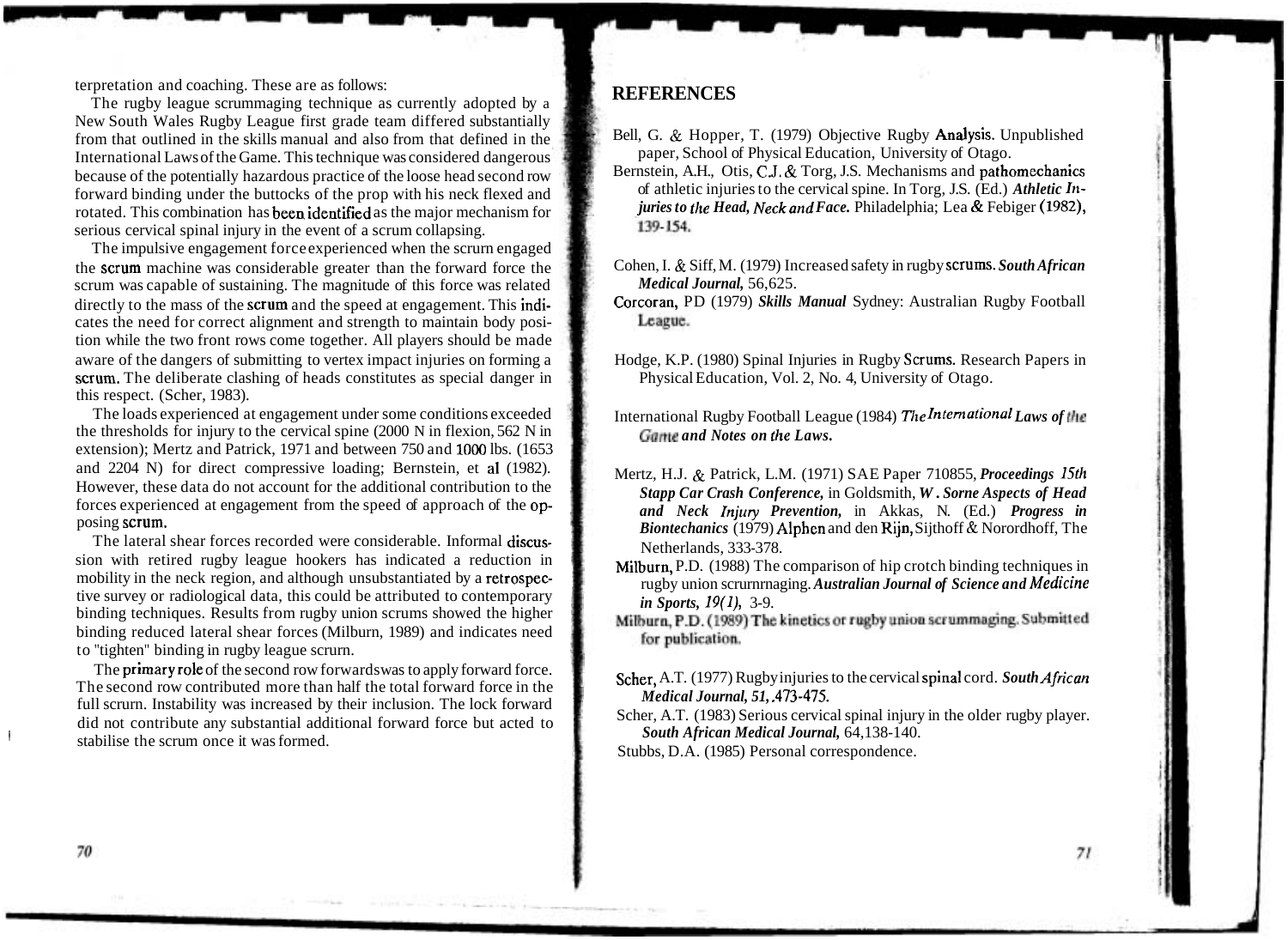terpretation and coaching. These are as follows:

The rugby league scrummaging technique as currently adopted by a New South Wales Rugby League first grade team differed substantially from that outlined in the skills manual and also from that defined in the International Laws of the Game. This technique was considered dangerous because of the potentially hazardous practice of the loose head second row forward binding under the buttocks of the prop with his neck flexed and rotated. This combination has been identified as the major mechanism for serious cervical spinal injury in the event of a scrum collapsing.

The impulsive engagement force experienced when the scrum engaged the scrum machine was considerable greater than the forward force the scrum was capable of sustaining. The magnitude of this force was related directly to the mass of the scrum and the speed at engagement. This indicates the need for correct alignment and strength to maintain body position while the two front rows come together. All players should be made aware of the dangers of submitting to vertex impact injuries on forming a scrum. The deliberate clashing of heads constitutes as special danger in this respect. (Scher, 1983).

The loads experienced at engagement under some conditions exceeded the thresholds for injury to the cervical spine (2000 N in flexion, 562 N in extension); Mertz and Patrick, 1971 and between 750 and 1000 lbs. (1653 and 2204 N) for direct compressive loading; Bernstein, et al (1982). However, these data do not account for the additional contribution to the forces experienced at engagement from the speed of approach of the opposing scrum.

The lateral shear forces recorded were considerable. Informal discussion with retired rugby league hookers has indicated a reduction in mobility in the neck region, and although unsubstantiated by a retrospective survey or radiological data, this could be attributed to contemporary binding techniques. Results from rugby union scrums showed the higher binding reduced lateral shear forces (Milburn, 1989) and indicates need to "tighten" binding in rugby league scrum.

The primary role of the second row forwards was to apply forward force. The second row contributed more than half the total forward force in the full scrum. Instability was increased by their inclusion. The lock forward did not contribute any substantial additional forward force but acted to stabilise the scrum once it was formed.

## REFERENCES

Bell, G. & Hopper, T. (1979) Objective Rugby Analysis. Unpublished paper, School of Physical Education, University of Otago.

Bernstein, A.H., Otis, C.J. & Torg, J.S. Mechanisms and pathomechanics of athletic injuries to the cervical spine. In Torg, J.S. (Ed.) ***Athletic Injuries to the Head, Neck and Face.*** Philadelphia; Lea & Febiger (1982), 139-154.

Cohen, I. & Siff, M. (1979) Increased safety in rugby scrums. ***South African Medical Journal,*** 56,625.

Corcoran, PD (1979) ***Skills Manual*** Sydney: Australian Rugby Football League.

Hodge, K.P. (1980) Spinal Injuries in Rugby Scrums. Research Papers in Physical Education, Vol. 2, No. 4, University of Otago.

International Rugby Football League (1984) ***The International Laws of the Game and Notes on the Laws.***

Mertz, H.J. & Patrick, L.M. (1971) SAE Paper 710855, ***Proceedings 15th Stapp Car Crash Conference,*** in Goldsmith, ***W. Sorne Aspects of Head and Neck Injury Prevention,*** in Akkas, N. (Ed.) ***Progress in Biontechanics*** (1979) Alphen and den Rijn, Sijthoff & Norordhoff, The Netherlands, 333-378.

Milburn, P.D. (1988) The comparison of hip crotch binding techniques in rugby union scrurnrnaging. ***Australian Journal of Science and Medicine in Sports, 19(1),*** 3-9.

Milburn, P.D. (1989) The kinetics or rugby union scrummaging. Submitted for publication.

Scher, A.T. (1977) Rugby injuries to the cervical spinal cord. ***South African Medical Journal, 51,*** 473-475.

Scher, A.T. (1983) Serious cervical spinal injury in the older rugby player. ***South African Medical Journal,*** 64,138-140.

Stubbs, D.A. (1985) Personal correspondence.